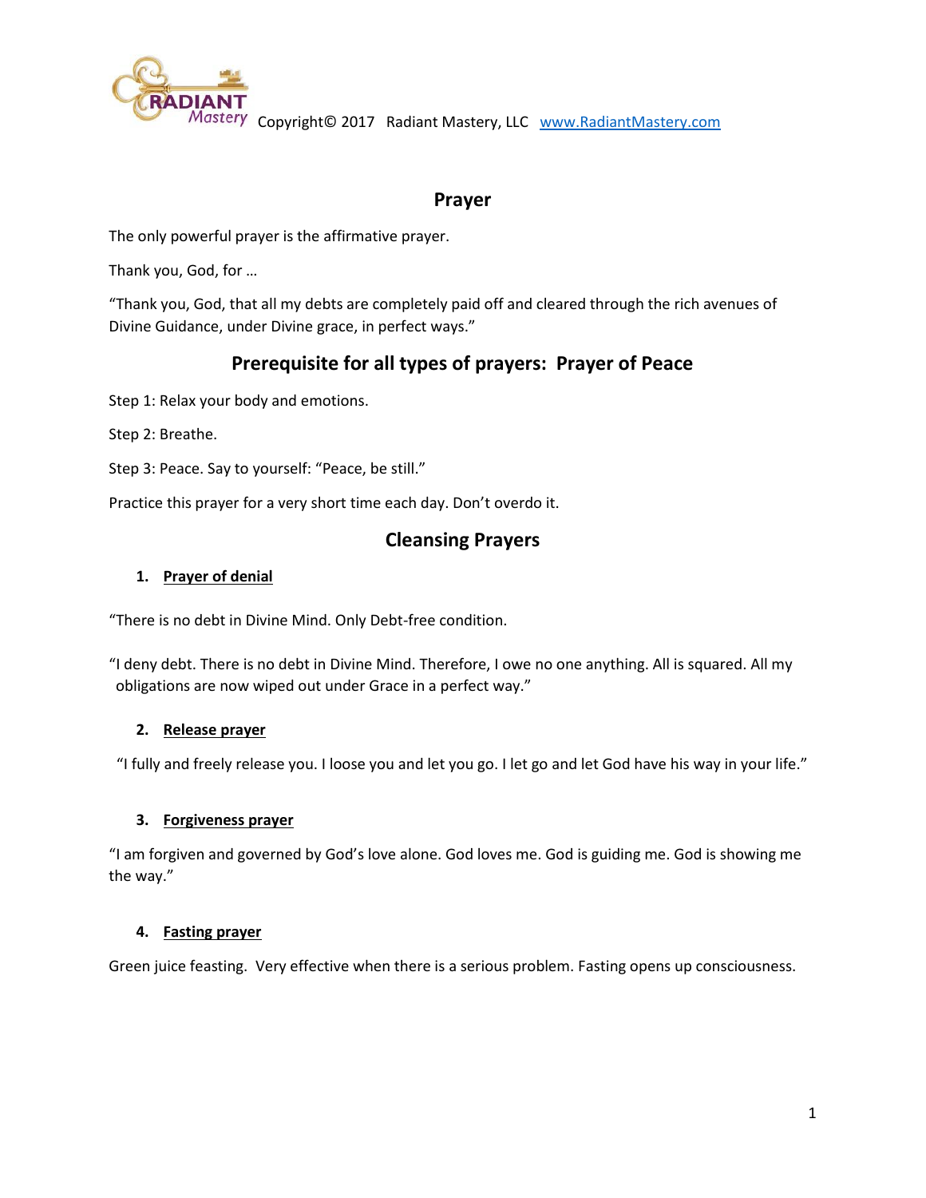Copyright© 2017 Radiant Mastery, LLC www.RadiantMastery.com

## Prayer

The only powerful prayer is the affirmative prayer.

Thank you, God, for …

"Thank you, God, that all my debts are completely paid off and cleared through the rich avenues of Divine Guidance, under Divine grace, in perfect ways."

## Prerequisite for all types of prayers: Prayer of Peace

Step 1: Relax your body and emotions.

Step 2: Breathe.

Step 3: Peace. Say to yourself: "Peace, be still."

Practice this prayer for a very short time each day. Don't overdo it.

## Cleansing Prayers

1. **Prayer of denial**

"There is no debt in Divine Mind. Only Debt-free condition.

"I deny debt. There is no debt in Divine Mind. Therefore, I owe no one anything. All is squared. All my obligations are now wiped out under Grace in a perfect way."

2. **Release prayer**

"I fully and freely release you. I loose you and let you go. I let go and let God have his way in your life."

3. **Forgiveness prayer**

"I am forgiven and governed by God's love alone. God loves me. God is guiding me. God is showing me the way."

4. **Fasting prayer**

Green juice feasting. Very effective when there is a serious problem. Fasting opens up consciousness.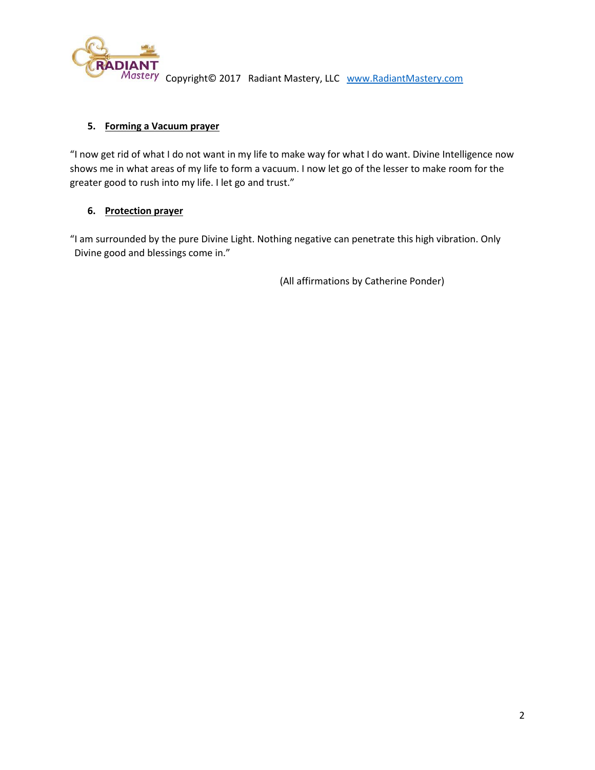5. **Forming a Vacuum prayer**

"I now get rid of what I do not want in my life to make way for what I do want. Divine Intelligence now shows me in what areas of my life to form a vacuum. I now let go of the lesser to make room for the greater good to rush into my life. I let go and trust."

6. **Protection prayer**

"I am surrounded by the pure Divine Light. Nothing negative can penetrate this high vibration. Only Divine good and blessings come in."

(All affirmations by Catherine Ponder)